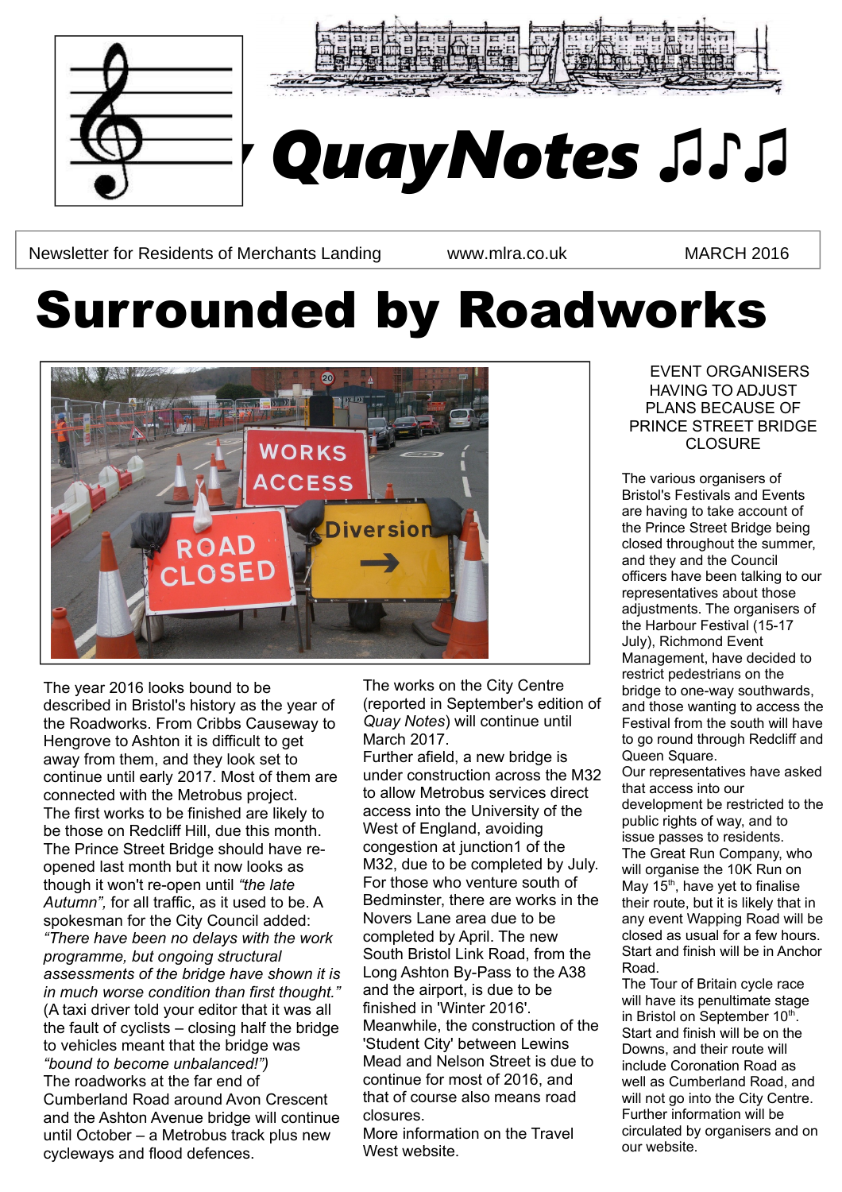# QuayNotes ♫♪♫

Newsletter for Residents of Merchants Landing | www.mlra.co.uk | MARCH 2016

# Surrounded by Roadworks

The year 2016 looks bound to be described in Bristol's history as the year of the Roadworks. From Cribbs Causeway to Hengrove to Ashton it is difficult to get away from them, and they look set to continue until early 2017. Most of them are connected with the Metrobus project.

The first works to be finished are likely to be those on Redcliff Hill, due this month.

The Prince Street Bridge should have re-opened last month but it now looks as though it won't re-open until *"the late Autumn"*, for all traffic, as it used to be. A spokesman for the City Council added: *"There have been no delays with the work programme, but ongoing structural assessments of the bridge have shown it is in much worse condition than first thought."* (A taxi driver told your editor that it was all the fault of cyclists – closing half the bridge to vehicles meant that the bridge was *"bound to become unbalanced!"*)

The roadworks at the far end of Cumberland Road around Avon Crescent and the Ashton Avenue bridge will continue until October – a Metrobus track plus new cycleways and flood defences.

The works on the City Centre (reported in September's edition of *Quay Notes*) will continue until March 2017.

Further afield, a new bridge is under construction across the M32 to allow Metrobus services direct access into the University of the West of England, avoiding congestion at junction1 of the M32, due to be completed by July.

For those who venture south of Bedminster, there are works in the Novers Lane area due to be completed by April. The new South Bristol Link Road, from the Long Ashton By-Pass to the A38 and the airport, is due to be finished in 'Winter 2016'.

Meanwhile, the construction of the 'Student City' between Lewins Mead and Nelson Street is due to continue for most of 2016, and that of course also means road closures.

More information on the Travel West website.

## EVENT ORGANISERS HAVING TO ADJUST PLANS BECAUSE OF PRINCE STREET BRIDGE CLOSURE

The various organisers of Bristol's Festivals and Events are having to take account of the Prince Street Bridge being closed throughout the summer, and they and the Council officers have been talking to our representatives about those adjustments. The organisers of the Harbour Festival (15-17 July), Richmond Event Management, have decided to restrict pedestrians on the bridge to one-way southwards, and those wanting to access the Festival from the south will have to go round through Redcliff and Queen Square.

Our representatives have asked that access into our development be restricted to the public rights of way, and to issue passes to residents.

The Great Run Company, who will organise the 10K Run on May 15th, have yet to finalise their route, but it is likely that in any event Wapping Road will be closed as usual for a few hours. Start and finish will be in Anchor Road.

The Tour of Britain cycle race will have its penultimate stage in Bristol on September 10th. Start and finish will be on the Downs, and their route will include Coronation Road as well as Cumberland Road, and will not go into the City Centre. Further information will be circulated by organisers and on our website.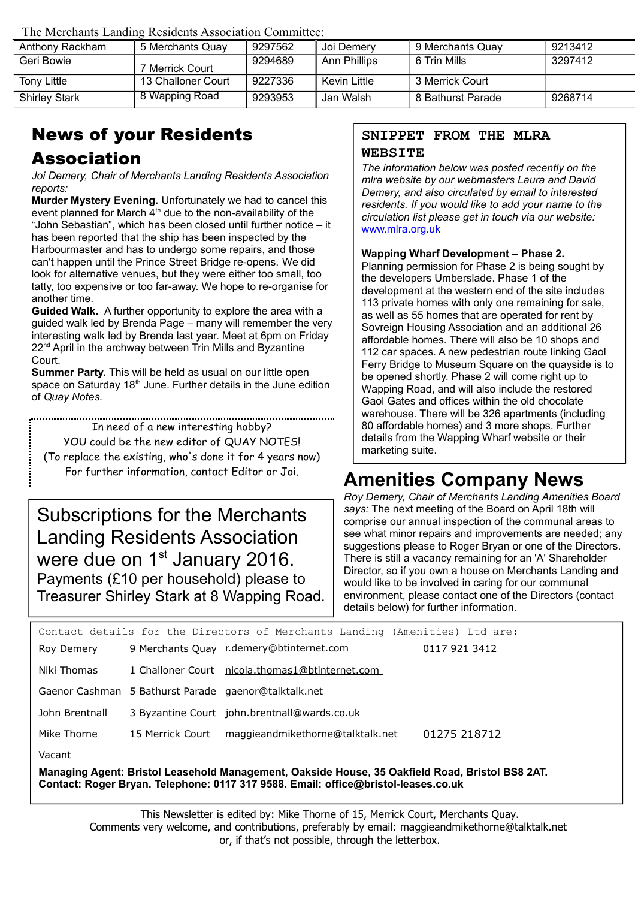The Merchants Landing Residents Association Committee:

| | | | | | |
|---|---|---|---|---|---|
| Anthony Rackham | 5 Merchants Quay | 9297562 | Joi Demery | 9 Merchants Quay | 9213412 |
| Geri Bowie | 7 Merrick Court | 9294689 | Ann Phillips | 6 Trin Mills | 3297412 |
| Tony Little | 13 Challoner Court | 9227336 | Kevin Little | 3 Merrick Court | |
| Shirley Stark | 8 Wapping Road | 9293953 | Jan Walsh | 8 Bathurst Parade | 9268714 |

## News of your Residents Association

*Joi Demery, Chair of Merchants Landing Residents Association reports:*

**Murder Mystery Evening.** Unfortunately we had to cancel this event planned for March 4th due to the non-availability of the "John Sebastian", which has been closed until further notice – it has been reported that the ship has been inspected by the Harbourmaster and has to undergo some repairs, and those can't happen until the Prince Street Bridge re-opens. We did look for alternative venues, but they were either too small, too tatty, too expensive or too far-away. We hope to re-organise for another time.

**Guided Walk.** A further opportunity to explore the area with a guided walk led by Brenda Page – many will remember the very interesting walk led by Brenda last year. Meet at 6pm on Friday 22nd April in the archway between Trin Mills and Byzantine Court.

**Summer Party.** This will be held as usual on our little open space on Saturday 18th June. Further details in the June edition of *Quay Notes.*

In need of a new interesting hobby?
YOU could be the new editor of QUAY NOTES!
(To replace the existing, who's done it for 4 years now)
For further information, contact Editor or Joi.

Subscriptions for the Merchants Landing Residents Association were due on 1st January 2016.
Payments (£10 per household) please to Treasurer Shirley Stark at 8 Wapping Road.

### SNIPPET FROM THE MLRA WEBSITE

*The information below was posted recently on the mlra website by our webmasters Laura and David Demery, and also circulated by email to interested residents. If you would like to add your name to the circulation list please get in touch via our website:* www.mlra.org.uk

**Wapping Wharf Development – Phase 2.**
Planning permission for Phase 2 is being sought by the developers Umberslade. Phase 1 of the development at the western end of the site includes 113 private homes with only one remaining for sale, as well as 55 homes that are operated for rent by Sovreign Housing Association and an additional 26 affordable homes. There will also be 10 shops and 112 car spaces. A new pedestrian route linking Gaol Ferry Bridge to Museum Square on the quayside is to be opened shortly. Phase 2 will come right up to Wapping Road, and will also include the restored Gaol Gates and offices within the old chocolate warehouse. There will be 326 apartments (including 80 affordable homes) and 3 more shops. Further details from the Wapping Wharf website or their marketing suite.

## Amenities Company News

*Roy Demery, Chair of Merchants Landing Amenities Board says:* The next meeting of the Board on April 18th will comprise our annual inspection of the communal areas to see what minor repairs and improvements are needed; any suggestions please to Roger Bryan or one of the Directors. There is still a vacancy remaining for an 'A' Shareholder Director, so if you own a house on Merchants Landing and would like to be involved in caring for our communal environment, please contact one of the Directors (contact details below) for further information.

Contact details for the Directors of Merchants Landing (Amenities) Ltd are:

| | | | |
|---|---|---|---|
| Roy Demery | 9 Merchants Quay | r.demery@btinternet.com | 0117 921 3412 |
| Niki Thomas | 1 Challoner Court | nicola.thomas1@btinternet.com | |
| Gaenor Cashman | 5 Bathurst Parade | gaenor@talktalk.net | |
| John Brentnall | 3 Byzantine Court | john.brentnall@wards.co.uk | |
| Mike Thorne | 15 Merrick Court | maggieandmikethorne@talktalk.net | 01275 218712 |
| Vacant | | | |

**Managing Agent: Bristol Leasehold Management, Oakside House, 35 Oakfield Road, Bristol BS8 2AT.**
**Contact: Roger Bryan. Telephone: 0117 317 9588. Email: office@bristol-leases.co.uk**

This Newsletter is edited by: Mike Thorne of 15, Merrick Court, Merchants Quay.
Comments very welcome, and contributions, preferably by email: maggieandmikethorne@talktalk.net
or, if that's not possible, through the letterbox.